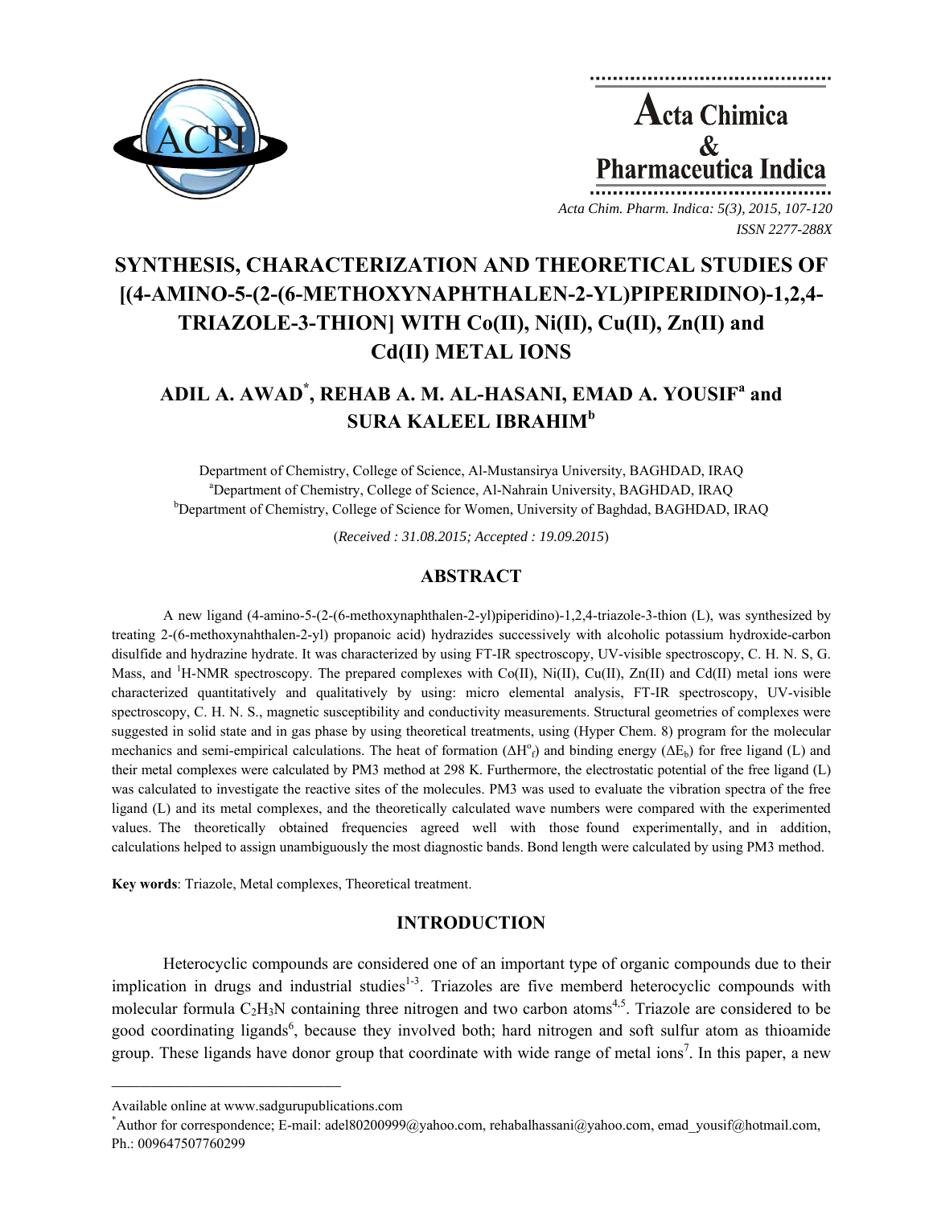# SYNTHESIS, CHARACTERIZATION AND THEORETICAL STUDIES OF [(4-AMINO-5-(2-(6-METHOXYNAPHTHALEN-2-YL)PIPERIDINO)-1,2,4-TRIAZOLE-3-THION] WITH Co(II), Ni(II), Cu(II), Zn(II) and Cd(II) METAL IONS

**ADIL A. AWAD[*], REHAB A. M. AL-HASANI, EMAD A. YOUSIF[a] and SURA KALEEL IBRAHIM[b]**

Department of Chemistry, College of Science, Al-Mustansirya University, BAGHDAD, IRAQ
[a]Department of Chemistry, College of Science, Al-Nahrain University, BAGHDAD, IRAQ
[b]Department of Chemistry, College of Science for Women, University of Baghdad, BAGHDAD, IRAQ

(*Received : 31.08.2015; Accepted : 19.09.2015*)

## ABSTRACT

A new ligand (4-amino-5-(2-(6-methoxynaphthalen-2-yl)piperidino)-1,2,4-triazole-3-thion (L), was synthesized by treating 2-(6-methoxynahthalen-2-yl) propanoic acid) hydrazides successively with alcoholic potassium hydroxide-carbon disulfide and hydrazine hydrate. It was characterized by using FT-IR spectroscopy, UV-visible spectroscopy, C. H. N. S, G. Mass, and $^{1}$H-NMR spectroscopy. The prepared complexes with Co(II), Ni(II), Cu(II), Zn(II) and Cd(II) metal ions were characterized quantitatively and qualitatively by using: micro elemental analysis, FT-IR spectroscopy, UV-visible spectroscopy, C. H. N. S., magnetic susceptibility and conductivity measurements. Structural geometries of complexes were suggested in solid state and in gas phase by using theoretical treatments, using (Hyper Chem. 8) program for the molecular mechanics and semi-empirical calculations. The heat of formation ($\Delta H^{o}_{f}$) and binding energy ($\Delta E_{b}$) for free ligand (L) and their metal complexes were calculated by PM3 method at 298 K. Furthermore, the electrostatic potential of the free ligand (L) was calculated to investigate the reactive sites of the molecules. PM3 was used to evaluate the vibration spectra of the free ligand (L) and its metal complexes, and the theoretically calculated wave numbers were compared with the experimented values. The theoretically obtained frequencies agreed well with those found experimentally, and in addition, calculations helped to assign unambiguously the most diagnostic bands. Bond length were calculated by using PM3 method.

**Key words**: Triazole, Metal complexes, Theoretical treatment.

## INTRODUCTION

Heterocyclic compounds are considered one of an important type of organic compounds due to their implication in drugs and industrial studies[1-3]. Triazoles are five memberd heterocyclic compounds with molecular formula $C_2H_3N$ containing three nitrogen and two carbon atoms[4,5]. Triazole are considered to be good coordinating ligands[6], because they involved both; hard nitrogen and soft sulfur atom as thioamide group. These ligands have donor group that coordinate with wide range of metal ions[7]. In this paper, a new

---

Available online at www.sadgurupublications.com
[*]Author for correspondence; E-mail: adel80200999@yahoo.com, rehabalhassani@yahoo.com, emad_yousif@hotmail.com, Ph.: 009647507760299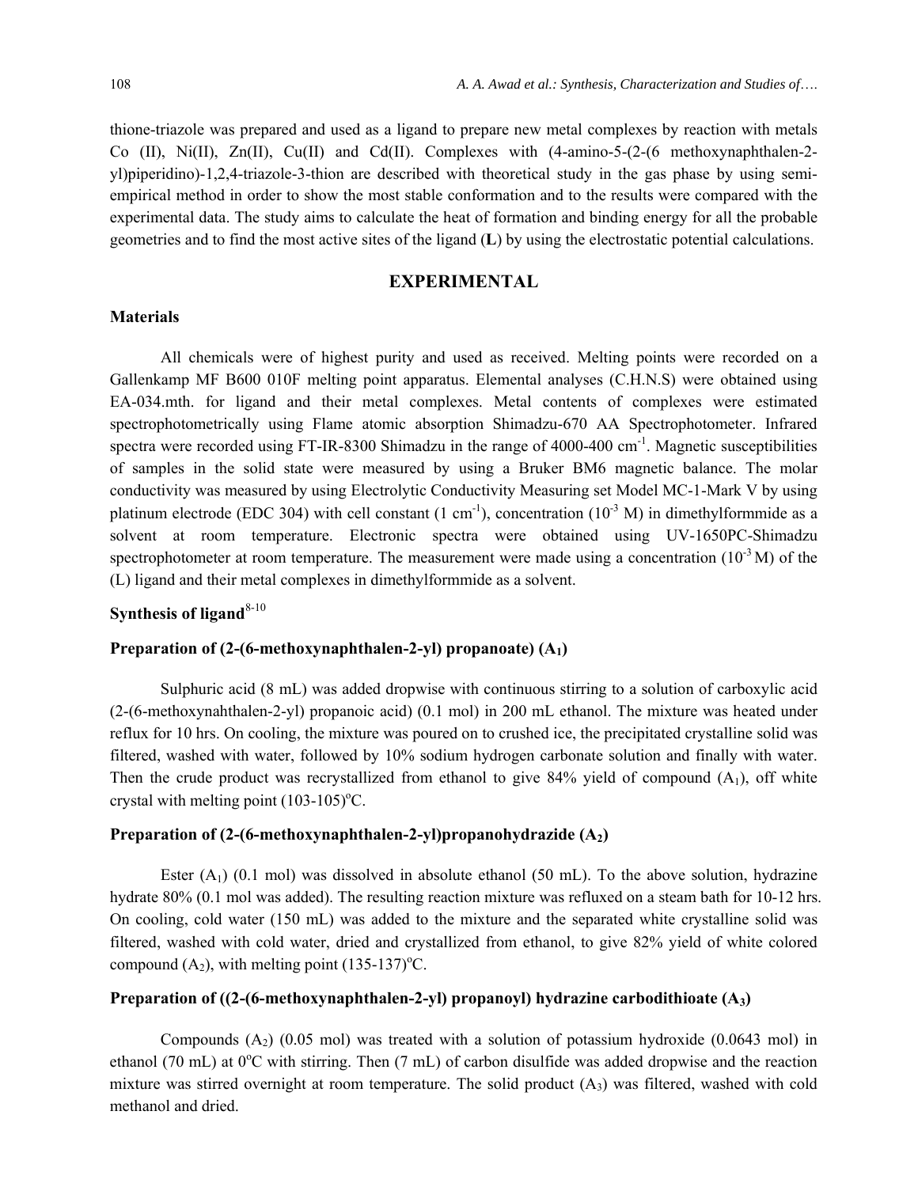thione-triazole was prepared and used as a ligand to prepare new metal complexes by reaction with metals Co (II), Ni(II), Zn(II), Cu(II) and Cd(II). Complexes with (4-amino-5-(2-(6 methoxynaphthalen-2-yl)piperidino)-1,2,4-triazole-3-thion are described with theoretical study in the gas phase by using semi-empirical method in order to show the most stable conformation and to the results were compared with the experimental data. The study aims to calculate the heat of formation and binding energy for all the probable geometries and to find the most active sites of the ligand (**L**) by using the electrostatic potential calculations.

## EXPERIMENTAL

### Materials

All chemicals were of highest purity and used as received. Melting points were recorded on a Gallenkamp MF B600 010F melting point apparatus. Elemental analyses (C.H.N.S) were obtained using EA-034.mth. for ligand and their metal complexes. Metal contents of complexes were estimated spectrophotometrically using Flame atomic absorption Shimadzu-670 AA Spectrophotometer. Infrared spectra were recorded using FT-IR-8300 Shimadzu in the range of 4000-400 $cm^{-1}$. Magnetic susceptibilities of samples in the solid state were measured by using a Bruker BM6 magnetic balance. The molar conductivity was measured by using Electrolytic Conductivity Measuring set Model MC-1-Mark V by using platinum electrode (EDC 304) with cell constant (1 $cm^{-1}$), concentration ($10^{-3}$ M) in dimethylformmide as a solvent at room temperature. Electronic spectra were obtained using UV-1650PC-Shimadzu spectrophotometer at room temperature. The measurement were made using a concentration ($10^{-3}$ M) of the (L) ligand and their metal complexes in dimethylformmide as a solvent.

### Synthesis of ligand[8-10]

#### Preparation of (2-(6-methoxynaphthalen-2-yl) propanoate) ($A_1$)

Sulphuric acid (8 mL) was added dropwise with continuous stirring to a solution of carboxylic acid (2-(6-methoxynahthalen-2-yl) propanoic acid) (0.1 mol) in 200 mL ethanol. The mixture was heated under reflux for 10 hrs. On cooling, the mixture was poured on to crushed ice, the precipitated crystalline solid was filtered, washed with water, followed by 10% sodium hydrogen carbonate solution and finally with water. Then the crude product was recrystallized from ethanol to give 84% yield of compound ($A_1$), off white crystal with melting point (103-105)°C.

#### Preparation of (2-(6-methoxynaphthalen-2-yl)propanohydrazide ($A_2$)

Ester ($A_1$) (0.1 mol) was dissolved in absolute ethanol (50 mL). To the above solution, hydrazine hydrate 80% (0.1 mol was added). The resulting reaction mixture was refluxed on a steam bath for 10-12 hrs. On cooling, cold water (150 mL) was added to the mixture and the separated white crystalline solid was filtered, washed with cold water, dried and crystallized from ethanol, to give 82% yield of white colored compound ($A_2$), with melting point (135-137)°C.

#### Preparation of ((2-(6-methoxynaphthalen-2-yl) propanoyl) hydrazine carbodithioate ($A_3$)

Compounds ($A_2$) (0.05 mol) was treated with a solution of potassium hydroxide (0.0643 mol) in ethanol (70 mL) at 0°C with stirring. Then (7 mL) of carbon disulfide was added dropwise and the reaction mixture was stirred overnight at room temperature. The solid product ($A_3$) was filtered, washed with cold methanol and dried.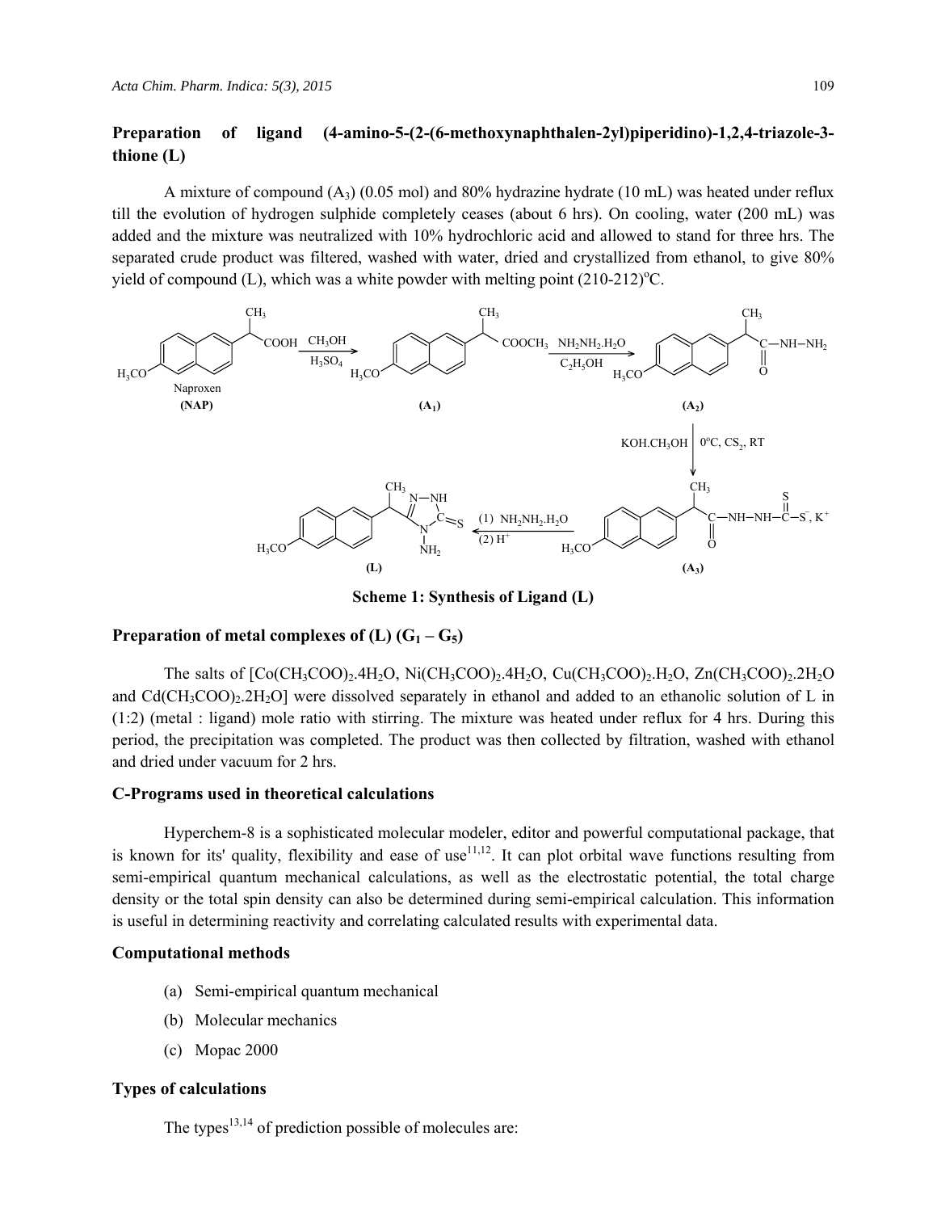### Preparation of ligand (4-amino-5-(2-(6-methoxynaphthalen-2yl)piperidino)-1,2,4-triazole-3-thione (L)

A mixture of compound ($A_3$) (0.05 mol) and 80% hydrazine hydrate (10 mL) was heated under reflux till the evolution of hydrogen sulphide completely ceases (about 6 hrs). On cooling, water (200 mL) was added and the mixture was neutralized with 10% hydrochloric acid and allowed to stand for three hrs. The separated crude product was filtered, washed with water, dried and crystallized from ethanol, to give 80% yield of compound (L), which was a white powder with melting point (210-212)°C.

**Scheme 1: Synthesis of Ligand (L)**

### Preparation of metal complexes of (L) ($G_1$ – $G_5$)

The salts of [$Co(CH_3COO)_2.4H_2O$, $Ni(CH_3COO)_2.4H_2O$, $Cu(CH_3COO)_2.H_2O$, $Zn(CH_3COO)_2.2H_2O$ and $Cd(CH_3COO)_2.2H_2O$] were dissolved separately in ethanol and added to an ethanolic solution of L in (1:2) (metal : ligand) mole ratio with stirring. The mixture was heated under reflux for 4 hrs. During this period, the precipitation was completed. The product was then collected by filtration, washed with ethanol and dried under vacuum for 2 hrs.

### C-Programs used in theoretical calculations

Hyperchem-8 is a sophisticated molecular modeler, editor and powerful computational package, that is known for its' quality, flexibility and ease of use[11,12]. It can plot orbital wave functions resulting from semi-empirical quantum mechanical calculations, as well as the electrostatic potential, the total charge density or the total spin density can also be determined during semi-empirical calculation. This information is useful in determining reactivity and correlating calculated results with experimental data.

### Computational methods

(a) Semi-empirical quantum mechanical

(b) Molecular mechanics

(c) Mopac 2000

### Types of calculations

The types[13,14] of prediction possible of molecules are: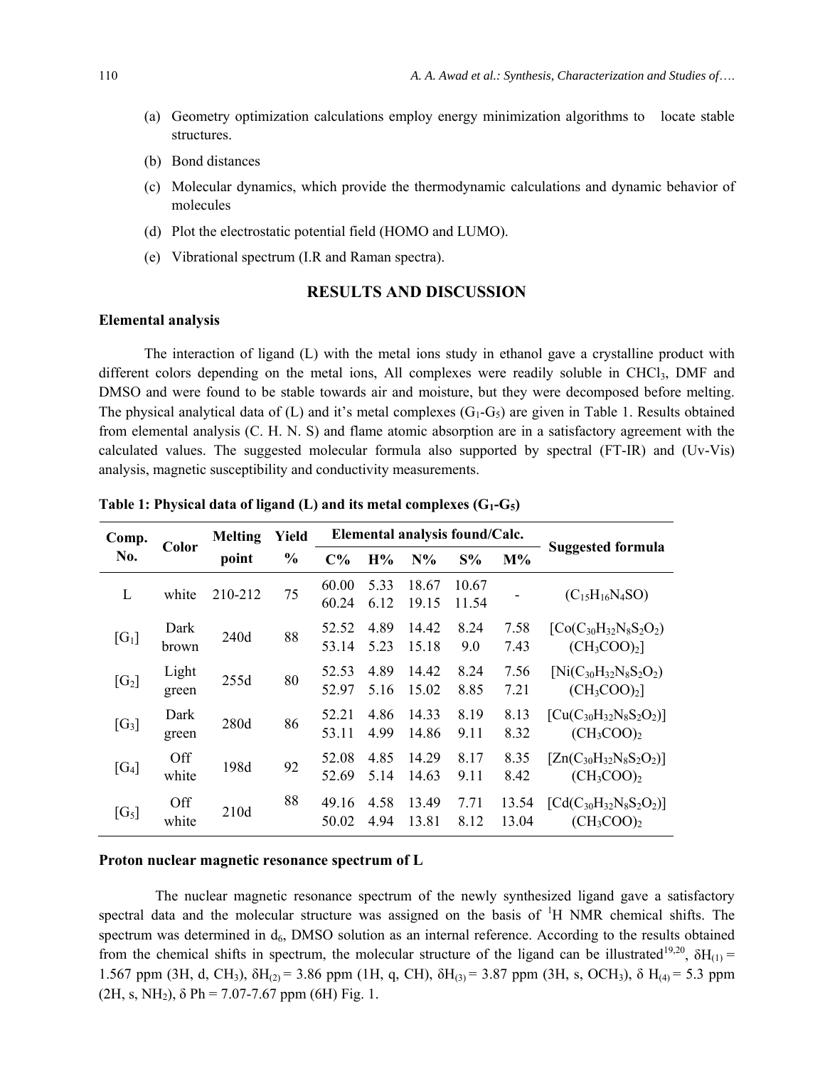(a) Geometry optimization calculations employ energy minimization algorithms to locate stable structures.

(b) Bond distances

(c) Molecular dynamics, which provide the thermodynamic calculations and dynamic behavior of molecules

(d) Plot the electrostatic potential field (HOMO and LUMO).

(e) Vibrational spectrum (I.R and Raman spectra).

## RESULTS AND DISCUSSION

### Elemental analysis

The interaction of ligand (L) with the metal ions study in ethanol gave a crystalline product with different colors depending on the metal ions, All complexes were readily soluble in $CHCl_3$, DMF and DMSO and were found to be stable towards air and moisture, but they were decomposed before melting. The physical analytical data of (L) and it's metal complexes ($G_1$-$G_5$) are given in Table 1. Results obtained from elemental analysis (C. H. N. S) and flame atomic absorption are in a satisfactory agreement with the calculated values. The suggested molecular formula also supported by spectral (FT-IR) and (Uv-Vis) analysis, magnetic susceptibility and conductivity measurements.

**Table 1: Physical data of ligand (L) and its metal complexes ($G_1$-$G_5$)**

| Comp. No. | Color | Melting point | Yield % | Elemental analysis found/Calc. | | | | | Suggested formula |
|---|---|---|---|---|---|---|---|---|---|
| | | | | C% | H% | N% | S% | M% | |
| L | white | 210-212 | 75 | 60.00<br>60.24 | 5.33<br>6.12 | 18.67<br>19.15 | 10.67<br>11.54 | - | ($C_{15}H_{16}N_4SO$) |
| [$G_1$] | Dark brown | 240d | 88 | 52.52<br>53.14 | 4.89<br>5.23 | 14.42<br>15.18 | 8.24<br>9.0 | 7.58<br>7.43 | [$Co(C_{30}H_{32}N_8S_2O_2)(CH_3COO)_2$] |
| [$G_2$] | Light green | 255d | 80 | 52.53<br>52.97 | 4.89<br>5.16 | 14.42<br>15.02 | 8.24<br>8.85 | 7.56<br>7.21 | [$Ni(C_{30}H_{32}N_8S_2O_2)(CH_3COO)_2$] |
| [$G_3$] | Dark green | 280d | 86 | 52.21<br>53.11 | 4.86<br>4.99 | 14.33<br>14.86 | 8.19<br>9.11 | 8.13<br>8.32 | [$Cu(C_{30}H_{32}N_8S_2O_2)$]$(CH_3COO)_2$ |
| [$G_4$] | Off white | 198d | 92 | 52.08<br>52.69 | 4.85<br>5.14 | 14.29<br>14.63 | 8.17<br>9.11 | 8.35<br>8.42 | [$Zn(C_{30}H_{32}N_8S_2O_2)$]$(CH_3COO)_2$ |
| [$G_5$] | Off white | 210d | 88 | 49.16<br>50.02 | 4.58<br>4.94 | 13.49<br>13.81 | 7.71<br>8.12 | 13.54<br>13.04 | [$Cd(C_{30}H_{32}N_8S_2O_2)$]$(CH_3COO)_2$ |

### Proton nuclear magnetic resonance spectrum of L

The nuclear magnetic resonance spectrum of the newly synthesized ligand gave a satisfactory spectral data and the molecular structure was assigned on the basis of $^1H$ NMR chemical shifts. The spectrum was determined in $d_6$, DMSO solution as an internal reference. According to the results obtained from the chemical shifts in spectrum, the molecular structure of the ligand can be illustrated[19,20], $\delta H_{(1)}$ = 1.567 ppm (3H, d, $CH_3$), $\delta H_{(2)}$ = 3.86 ppm (1H, q, CH), $\delta H_{(3)}$ = 3.87 ppm (3H, s, $OCH_3$), $\delta H_{(4)}$ = 5.3 ppm (2H, s, $NH_2$), $\delta$ Ph = 7.07-7.67 ppm (6H) Fig. 1.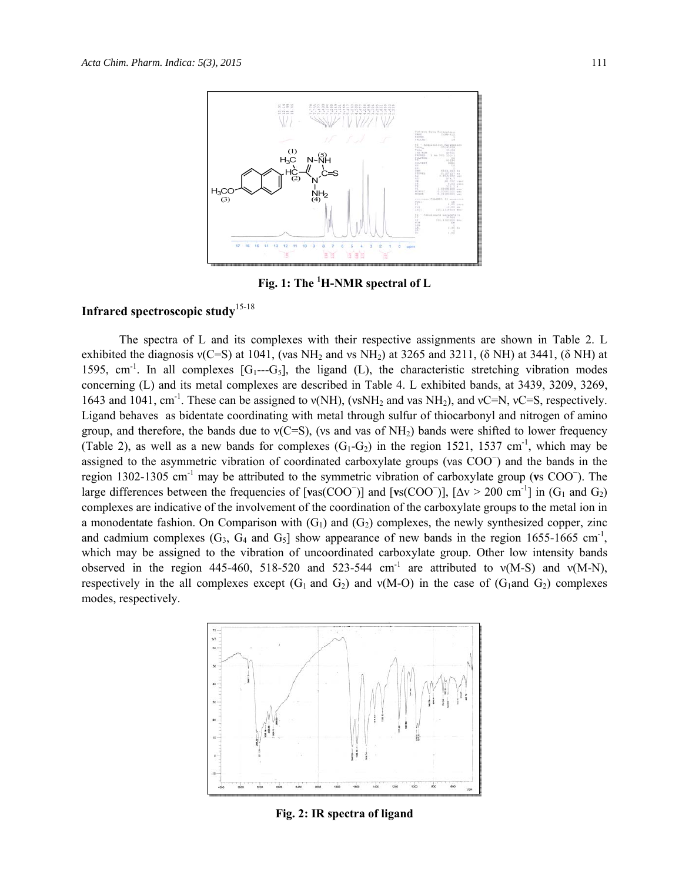Fig. 1: The $^1$H-NMR spectral of L

## Infrared spectroscopic study[15-18]

The spectra of L and its complexes with their respective assignments are shown in Table 2. L exhibited the diagnosis ν(C=S) at 1041, (νas $NH_2$ and νs $NH_2$) at 3265 and 3211, (δ NH) at 3441, (δ NH) at 1595, $cm^{-1}$. In all complexes [$G_1$---$G_5$], the ligand (L), the characteristic stretching vibration modes concerning (L) and its metal complexes are described in Table 4. L exhibited bands, at 3439, 3209, 3269, 1643 and 1041, $cm^{-1}$. These can be assigned to ν(NH), (νs$NH_2$ and νas $NH_2$), and νC=N, νC=S, respectively. Ligand behaves as bidentate coordinating with metal through sulfur of thiocarbonyl and nitrogen of amino group, and therefore, the bands due to ν(C=S), (νs and νas of $NH_2$) bands were shifted to lower frequency (Table 2), as well as a new bands for complexes ($G_1$-$G_2$) in the region 1521, 1537 $cm^{-1}$, which may be assigned to the asymmetric vibration of coordinated carboxylate groups (νas $COO^-$) and the bands in the region 1302-1305 $cm^{-1}$ may be attributed to the symmetric vibration of carboxylate group (**ν**s $COO^-$). The large differences between the frequencies of [**ν**as($COO^-$)] and [**ν**s($COO^-$)], [$\Delta\nu > 200$ $cm^{-1}$] in ($G_1$ and $G_2$) complexes are indicative of the involvement of the coordination of the carboxylate groups to the metal ion in a monodentate fashion. On Comparison with ($G_1$) and ($G_2$) complexes, the newly synthesized copper, zinc and cadmium complexes ($G_3$, $G_4$ and $G_5$] show appearance of new bands in the region 1655-1665 $cm^{-1}$, which may be assigned to the vibration of uncoordinated carboxylate group. Other low intensity bands observed in the region 445-460, 518-520 and 523-544 $cm^{-1}$ are attributed to ν(M-S) and ν(M-N), respectively in the all complexes except ($G_1$ and $G_2$) and ν(M-O) in the case of ($G_1$and $G_2$) complexes modes, respectively.

Fig. 2: IR spectra of ligand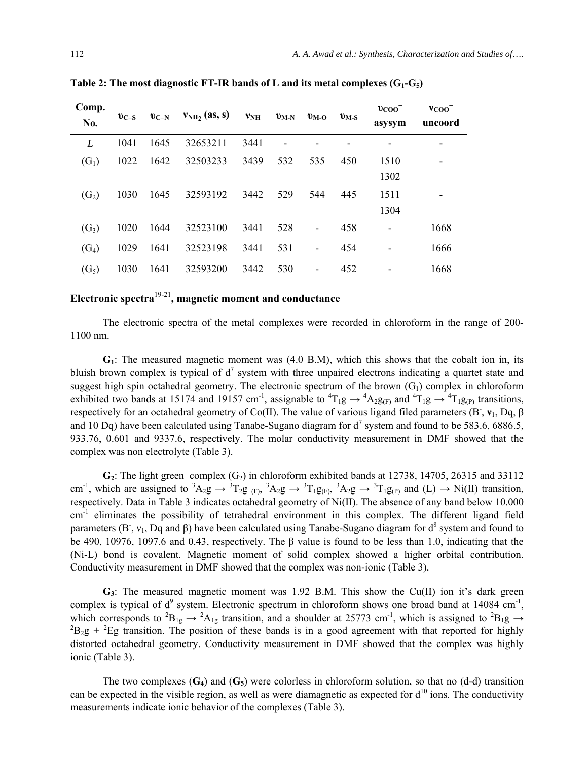**Table 2: The most diagnostic FT-IR bands of L and its metal complexes ($G_1$-$G_5$)**

| Comp. No. | $\upsilon_{C=S}$ | $\upsilon_{C=N}$ | $\nu_{NH_2}$ (as, s) | $\nu_{NH}$ | $\upsilon_{M-N}$ | $\upsilon_{M-O}$ | $\upsilon_{M-S}$ | $\upsilon_{COO^-}$ asysym | $\nu_{COO^-}$ uncoord |
|---|---|---|---|---|---|---|---|---|---|
| *L* | 1041 | 1645 | 32653211 | 3441 | - | - | - | - | - |
| ($G_1$) | 1022 | 1642 | 32503233 | 3439 | 532 | 535 | 450 | 1510<br>1302 | - |
| ($G_2$) | 1030 | 1645 | 32593192 | 3442 | 529 | 544 | 445 | 1511<br>1304 | - |
| ($G_3$) | 1020 | 1644 | 32523100 | 3441 | 528 | - | 458 | - | 1668 |
| ($G_4$) | 1029 | 1641 | 32523198 | 3441 | 531 | - | 454 | - | 1666 |
| ($G_5$) | 1030 | 1641 | 32593200 | 3442 | 530 | - | 452 | - | 1668 |

## Electronic spectra[19-21], magnetic moment and conductance

The electronic spectra of the metal complexes were recorded in chloroform in the range of 200-1100 nm.

**$G_1$**: The measured magnetic moment was (4.0 B.M), which this shows that the cobalt ion in, its bluish brown complex is typical of $d^7$ system with three unpaired electrons indicating a quartet state and suggest high spin octahedral geometry. The electronic spectrum of the brown ($G_1$) complex in chloroform exhibited two bands at 15174 and 19157 $cm^{-1}$, assignable to ${}^4T_1g \rightarrow {}^4A_2g_{(F)}$ and ${}^4T_1g \rightarrow {}^4T_1g_{(P)}$ transitions, respectively for an octahedral geometry of Co(II). The value of various ligand filed parameters ($B^-$, $\nu_1$, Dq, β and 10 Dq) have been calculated using Tanabe-Sugano diagram for $d^7$ system and found to be 583.6, 6886.5, 933.76, 0.601 and 9337.6, respectively. The molar conductivity measurement in DMF showed that the complex was non electrolyte (Table 3).

**$G_2$**: The light green complex ($G_2$) in chloroform exhibited bands at 12738, 14705, 26315 and 33112 $cm^{-1}$, which are assigned to ${}^3A_2g \rightarrow {}^3T_2g_{(F)}$, ${}^3A_2g \rightarrow {}^3T_1g_{(F)}$, ${}^3A_2g \rightarrow {}^3T_1g_{(P)}$ and (L) → Ni(II) transition, respectively. Data in Table 3 indicates octahedral geometry of Ni(II). The absence of any band below 10.000 $cm^{-1}$ eliminates the possibility of tetrahedral environment in this complex. The different ligand field parameters ($B^-$, $\nu_1$, Dq and β) have been calculated using Tanabe-Sugano diagram for $d^8$ system and found to be 490, 10976, 1097.6 and 0.43, respectively. The β value is found to be less than 1.0, indicating that the (Ni-L) bond is covalent. Magnetic moment of solid complex showed a higher orbital contribution. Conductivity measurement in DMF showed that the complex was non-ionic (Table 3).

**$G_3$**: The measured magnetic moment was 1.92 B.M. This show the Cu(II) ion it's dark green complex is typical of $d^9$ system. Electronic spectrum in chloroform shows one broad band at 14084 $cm^{-1}$, which corresponds to ${}^2B_{1g} \rightarrow {}^2A_{1g}$ transition, and a shoulder at 25773 $cm^{-1}$, which is assigned to ${}^2B_1g \rightarrow {}^2B_2g + {}^2Eg$ transition. The position of these bands is in a good agreement with that reported for highly distorted octahedral geometry. Conductivity measurement in DMF showed that the complex was highly ionic (Table 3).

The two complexes (**$G_4$**) and (**$G_5$**) were colorless in chloroform solution, so that no (d-d) transition can be expected in the visible region, as well as were diamagnetic as expected for $d^{10}$ ions. The conductivity measurements indicate ionic behavior of the complexes (Table 3).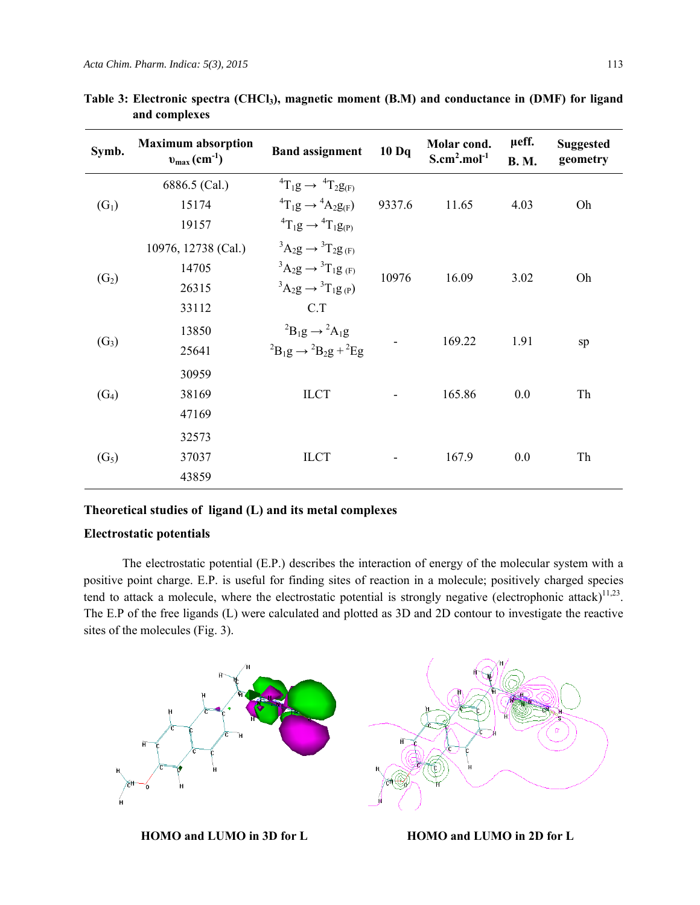**Table 3: Electronic spectra ($CHCl_3$), magnetic moment (B.M) and conductance in (DMF) for ligand and complexes**

| Symb. | Maximum absorption $\upsilon_{max}$ ($cm^{-1}$) | Band assignment | 10 Dq | Molar cond. $S.cm^2.mol^{-1}$ | μeff. B. M. | Suggested geometry |
|---|---|---|---|---|---|---|
| ($G_1$) | 6886.5 (Cal.)<br>15174<br>19157 | $^4T_1g \rightarrow {}^4T_2g_{(F)}$<br>$^4T_1g \rightarrow {}^4A_2g_{(F)}$<br>$^4T_1g \rightarrow {}^4T_1g_{(P)}$ | 9337.6 | 11.65 | 4.03 | Oh |
| ($G_2$) | 10976, 12738 (Cal.)<br>14705<br>26315<br>33112 | $^3A_2g \rightarrow {}^3T_2g_{(F)}$<br>$^3A_2g \rightarrow {}^3T_1g_{(F)}$<br>$^3A_2g \rightarrow {}^3T_1g_{(P)}$<br>C.T | 10976 | 16.09 | 3.02 | Oh |
| ($G_3$) | 13850<br>25641 | $^2B_1g \rightarrow {}^2A_1g$<br>$^2B_1g \rightarrow {}^2B_2g + {}^2Eg$ | - | 169.22 | 1.91 | sp |
| ($G_4$) | 30959<br>38169<br>47169 | ILCT | - | 165.86 | 0.0 | Th |
| ($G_5$) | 32573<br>37037<br>43859 | ILCT | - | 167.9 | 0.0 | Th |

## Theoretical studies of ligand (L) and its metal complexes

### Electrostatic potentials

The electrostatic potential (E.P.) describes the interaction of energy of the molecular system with a positive point charge. E.P. is useful for finding sites of reaction in a molecule; positively charged species tend to attack a molecule, where the electrostatic potential is strongly negative (electrophonic attack)[11,23]. The E.P of the free ligands (L) were calculated and plotted as 3D and 2D contour to investigate the reactive sites of the molecules (Fig. 3).

**HOMO and LUMO in 3D for L** **HOMO and LUMO in 2D for L**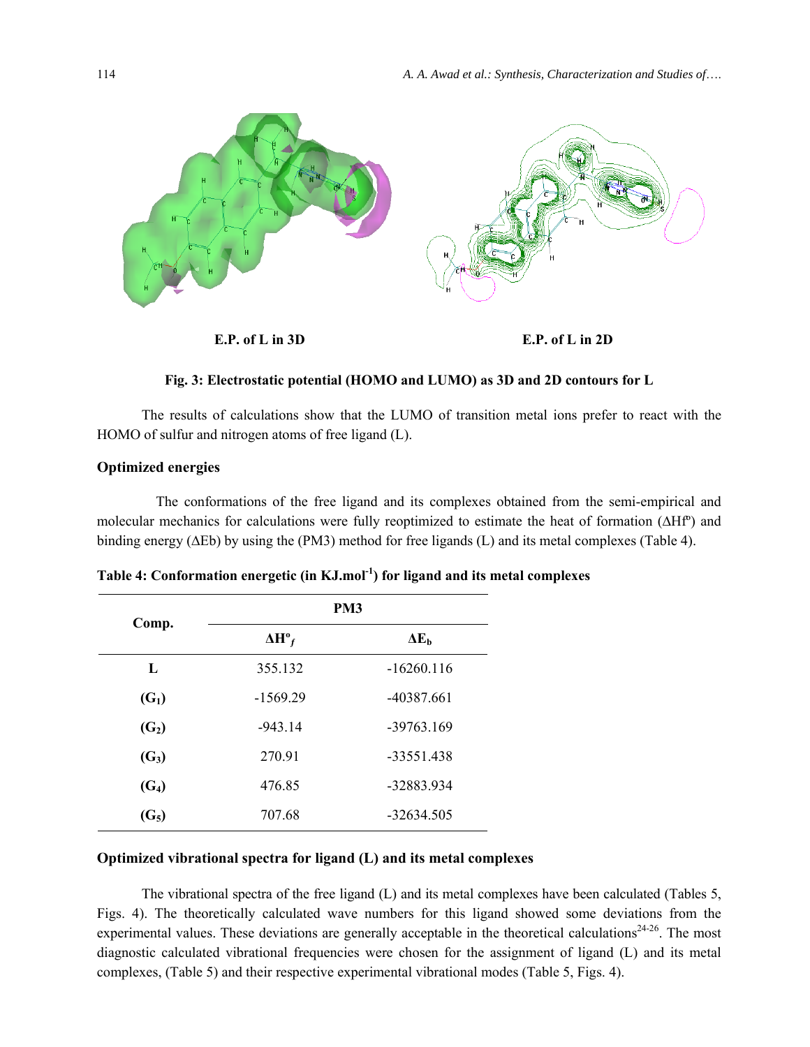E.P. of L in 3D

E.P. of L in 2D

**Fig. 3: Electrostatic potential (HOMO and LUMO) as 3D and 2D contours for L**

The results of calculations show that the LUMO of transition metal ions prefer to react with the HOMO of sulfur and nitrogen atoms of free ligand (L).

### Optimized energies

The conformations of the free ligand and its complexes obtained from the semi-empirical and molecular mechanics for calculations were fully reoptimized to estimate the heat of formation ($\Delta Hf^{o}$) and binding energy ($\Delta Eb$) by using the (PM3) method for free ligands (L) and its metal complexes (Table 4).

**Table 4: Conformation energetic (in $KJ.mol^{-1}$) for ligand and its metal complexes**

| Comp. | PM3 | |
|---|---|---|
| | $\Delta H^{o}_{f}$ | $\Delta E_{b}$ |
| **L** | 355.132 | -16260.116 |
| **($G_1$)** | -1569.29 | -40387.661 |
| **($G_2$)** | -943.14 | -39763.169 |
| **($G_3$)** | 270.91 | -33551.438 |
| **($G_4$)** | 476.85 | -32883.934 |
| **($G_5$)** | 707.68 | -32634.505 |

### Optimized vibrational spectra for ligand (L) and its metal complexes

The vibrational spectra of the free ligand (L) and its metal complexes have been calculated (Tables 5, Figs. 4). The theoretically calculated wave numbers for this ligand showed some deviations from the experimental values. These deviations are generally acceptable in the theoretical calculations[24-26]. The most diagnostic calculated vibrational frequencies were chosen for the assignment of ligand (L) and its metal complexes, (Table 5) and their respective experimental vibrational modes (Table 5, Figs. 4).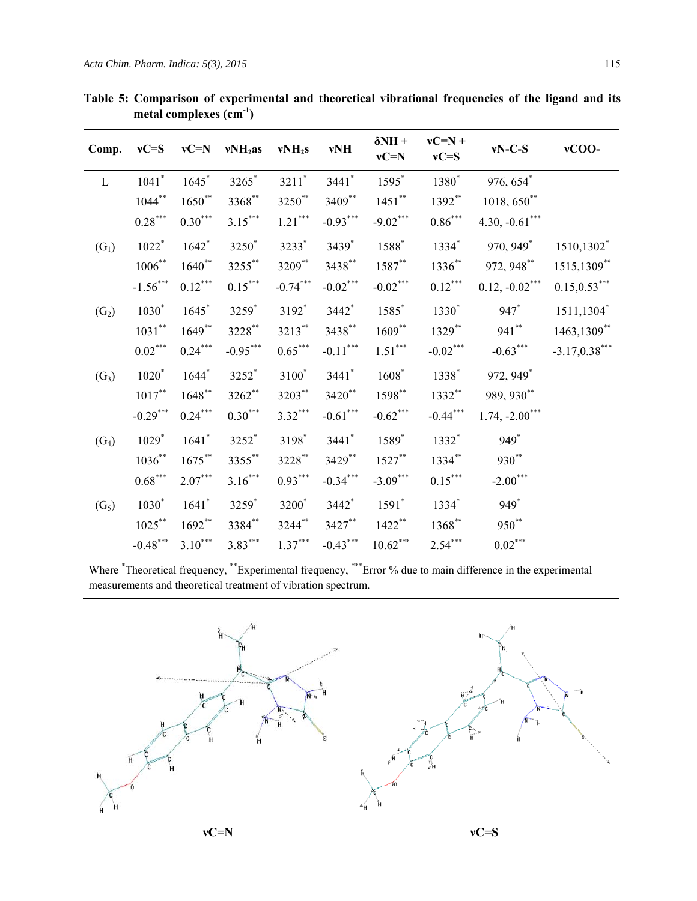**Table 5: Comparison of experimental and theoretical vibrational frequencies of the ligand and its metal complexes ($cm^{-1}$)**

| Comp. | νC=S | νC=N | $νNH_2as$ | $νNH_2s$ | νNH | δNH + νC=N | νC=N + νC=S | νN-C-S | νCOO- |
|---|---|---|---|---|---|---|---|---|---|
| L | 1041* | 1645* | 3265* | 3211* | 3441* | 1595* | 1380* | 976, 654* | |
| | 1044** | 1650** | 3368** | 3250** | 3409** | 1451** | 1392** | 1018, 650** | |
| | 0.28*** | 0.30*** | 3.15*** | 1.21*** | -0.93*** | -9.02*** | 0.86*** | 4.30, -0.61*** | |
| $(G_1)$ | 1022* | 1642* | 3250* | 3233* | 3439* | 1588* | 1334* | 970, 949* | 1510,1302* |
| | 1006** | 1640** | 3255** | 3209** | 3438** | 1587** | 1336** | 972, 948** | 1515,1309** |
| | -1.56*** | 0.12*** | 0.15*** | -0.74*** | -0.02*** | -0.02*** | 0.12*** | 0.12, -0.02*** | 0.15,0.53*** |
| $(G_2)$ | 1030* | 1645* | 3259* | 3192* | 3442* | 1585* | 1330* | 947* | 1511,1304* |
| | 1031** | 1649** | 3228** | 3213** | 3438** | 1609** | 1329** | 941** | 1463,1309** |
| | 0.02*** | 0.24*** | -0.95*** | 0.65*** | -0.11*** | 1.51*** | -0.02*** | -0.63*** | -3.17,0.38*** |
| $(G_3)$ | 1020* | 1644* | 3252* | 3100* | 3441* | 1608* | 1338* | 972, 949* | |
| | 1017** | 1648** | 3262** | 3203** | 3420** | 1598** | 1332** | 989, 930** | |
| | -0.29*** | 0.24*** | 0.30*** | 3.32*** | -0.61*** | -0.62*** | -0.44*** | 1.74, -2.00*** | |
| $(G_4)$ | 1029* | 1641* | 3252* | 3198* | 3441* | 1589* | 1332* | 949* | |
| | 1036** | 1675** | 3355** | 3228** | 3429** | 1527** | 1334** | 930** | |
| | 0.68*** | 2.07*** | 3.16*** | 0.93*** | -0.34*** | -3.09*** | 0.15*** | -2.00*** | |
| $(G_5)$ | 1030* | 1641* | 3259* | 3200* | 3442* | 1591* | 1334* | 949* | |
| | 1025** | 1692** | 3384** | 3244** | 3427** | 1422** | 1368** | 950** | |
| | -0.48*** | 3.10*** | 3.83*** | 1.37*** | -0.43*** | 10.62*** | 2.54*** | 0.02*** | |

Where *Theoretical frequency, **Experimental frequency, ***Error % due to main difference in the experimental measurements and theoretical treatment of vibration spectrum.

νC=N          νC=S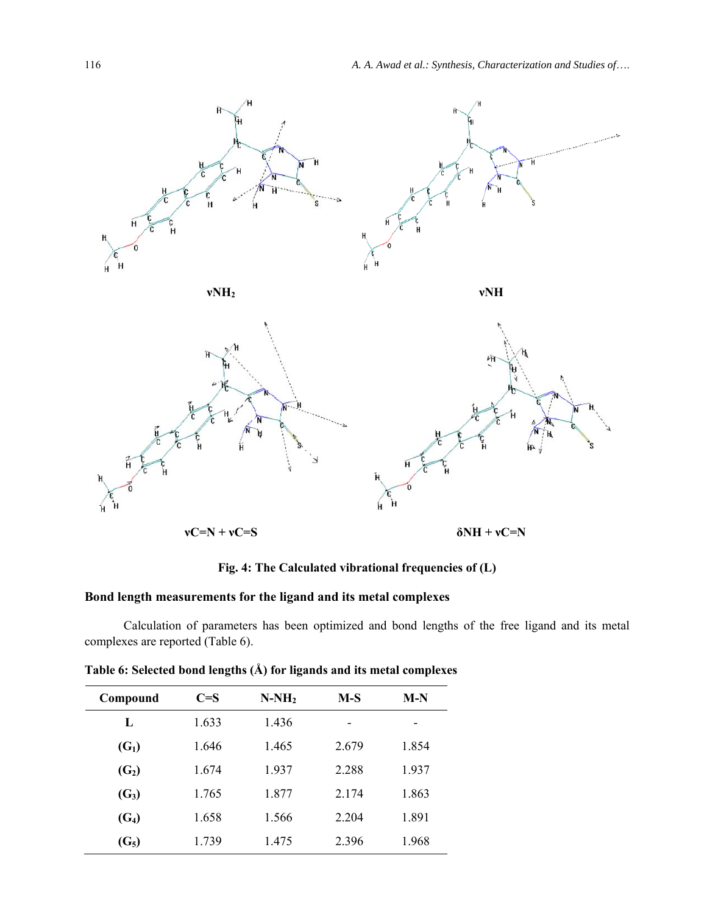$\nu NH_2$

$\nu NH$

$\nu C{=}N + \nu C{=}S$

$\delta NH + \nu C{=}N$

**Fig. 4: The Calculated vibrational frequencies of (L)**

### Bond length measurements for the ligand and its metal complexes

Calculation of parameters has been optimized and bond lengths of the free ligand and its metal complexes are reported (Table 6).

**Table 6: Selected bond lengths (Å) for ligands and its metal complexes**

| Compound | C=S | $N\text{-}NH_2$ | M-S | M-N |
|---|---|---|---|---|
| **L** | 1.633 | 1.436 | - | - |
| **($G_1$)** | 1.646 | 1.465 | 2.679 | 1.854 |
| **($G_2$)** | 1.674 | 1.937 | 2.288 | 1.937 |
| **($G_3$)** | 1.765 | 1.877 | 2.174 | 1.863 |
| **($G_4$)** | 1.658 | 1.566 | 2.204 | 1.891 |
| **($G_5$)** | 1.739 | 1.475 | 2.396 | 1.968 |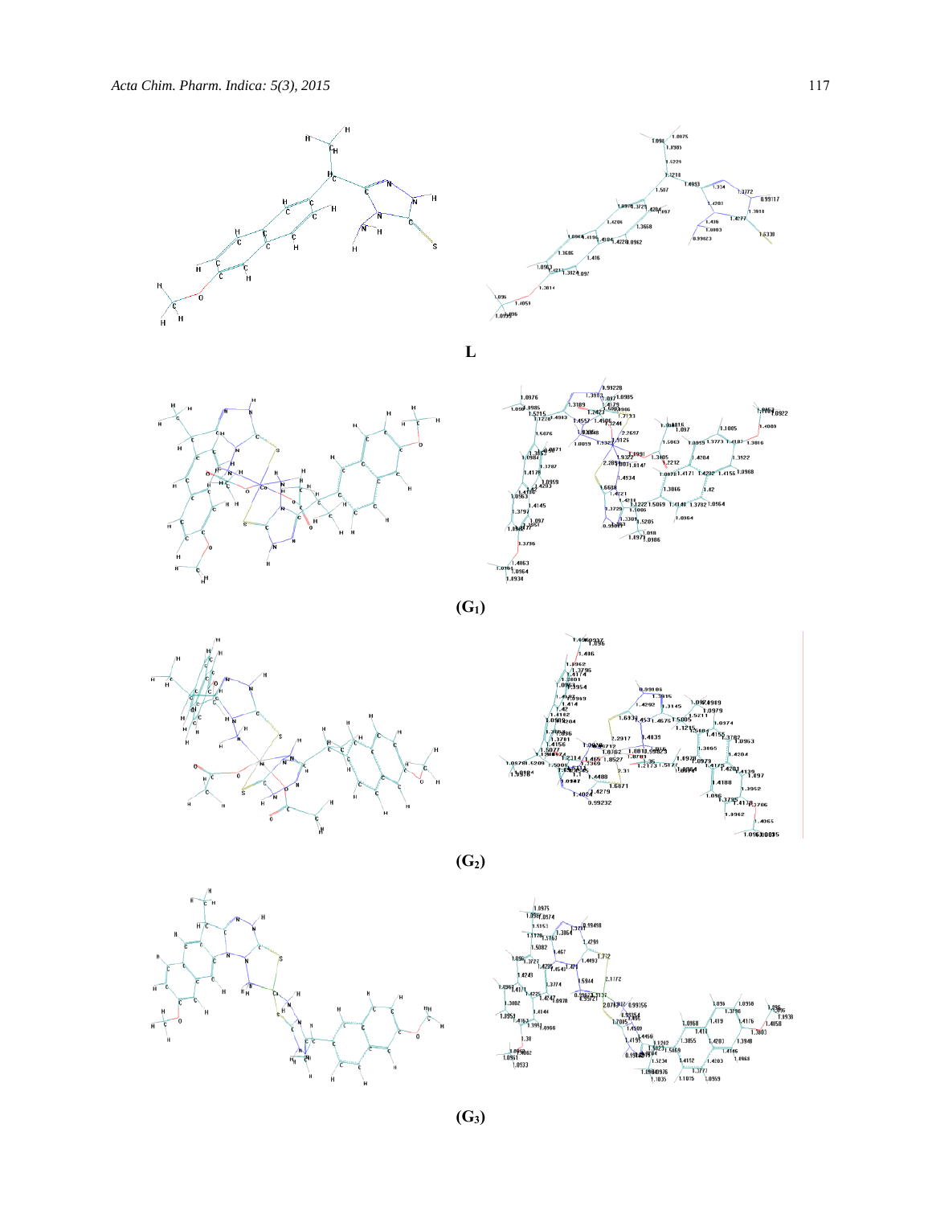L

$(G_1)$

$(G_2)$

$(G_3)$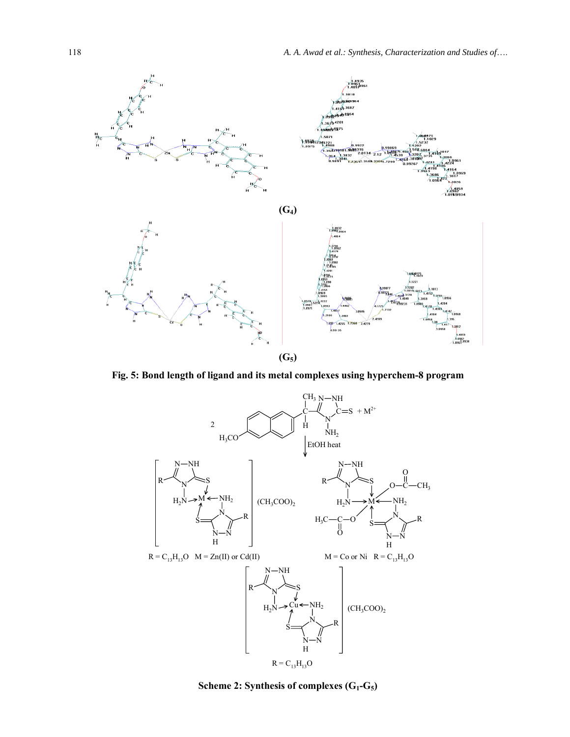**(G$_4$)**

**(G$_5$)**

**Fig. 5: Bond length of ligand and its metal complexes using hyperchem-8 program**

$R = C_{13}H_{13}O$   M = Zn(II) or Cd(II)

M = Co or Ni   $R = C_{13}H_{13}O$

$R = C_{13}H_{13}O$

**Scheme 2: Synthesis of complexes (G$_1$-G$_5$)**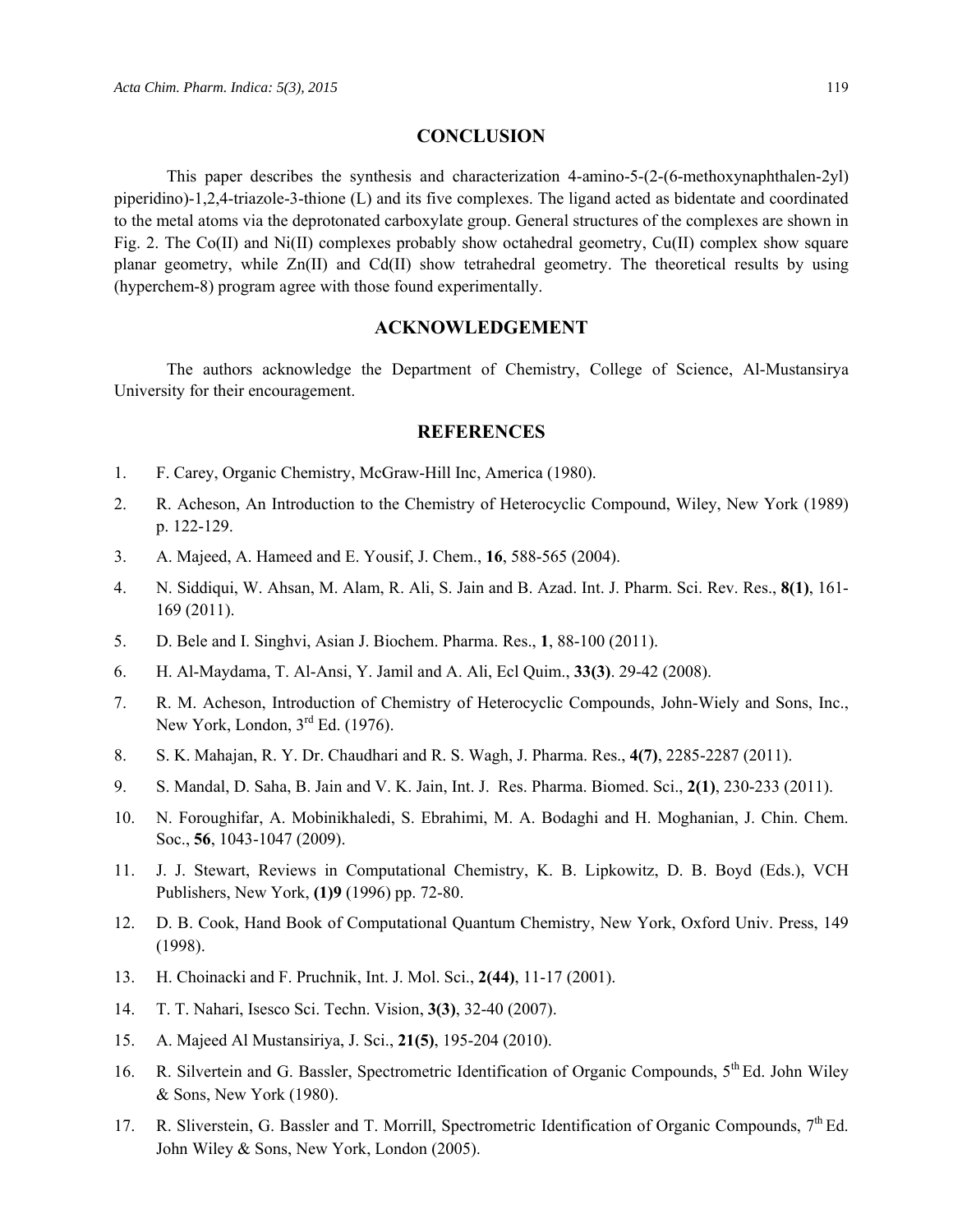## CONCLUSION

This paper describes the synthesis and characterization 4-amino-5-(2-(6-methoxynaphthalen-2yl) piperidino)-1,2,4-triazole-3-thione (L) and its five complexes. The ligand acted as bidentate and coordinated to the metal atoms via the deprotonated carboxylate group. General structures of the complexes are shown in Fig. 2. The Co(II) and Ni(II) complexes probably show octahedral geometry, Cu(II) complex show square planar geometry, while Zn(II) and Cd(II) show tetrahedral geometry. The theoretical results by using (hyperchem-8) program agree with those found experimentally.

## ACKNOWLEDGEMENT

The authors acknowledge the Department of Chemistry, College of Science, Al-Mustansirya University for their encouragement.

## REFERENCES

1. F. Carey, Organic Chemistry, McGraw-Hill Inc, America (1980).
2. R. Acheson, An Introduction to the Chemistry of Heterocyclic Compound, Wiley, New York (1989) p. 122-129.
3. A. Majeed, A. Hameed and E. Yousif, J. Chem., **16**, 588-565 (2004).
4. N. Siddiqui, W. Ahsan, M. Alam, R. Ali, S. Jain and B. Azad. Int. J. Pharm. Sci. Rev. Res., **8(1)**, 161-169 (2011).
5. D. Bele and I. Singhvi, Asian J. Biochem. Pharma. Res., **1**, 88-100 (2011).
6. H. Al-Maydama, T. Al-Ansi, Y. Jamil and A. Ali, Ecl Quim., **33(3)**. 29-42 (2008).
7. R. M. Acheson, Introduction of Chemistry of Heterocyclic Compounds, John-Wiely and Sons, Inc., New York, London, 3rd Ed. (1976).
8. S. K. Mahajan, R. Y. Dr. Chaudhari and R. S. Wagh, J. Pharma. Res., **4(7)**, 2285-2287 (2011).
9. S. Mandal, D. Saha, B. Jain and V. K. Jain, Int. J. Res. Pharma. Biomed. Sci., **2(1)**, 230-233 (2011).
10. N. Foroughifar, A. Mobinikhaledi, S. Ebrahimi, M. A. Bodaghi and H. Moghanian, J. Chin. Chem. Soc., **56**, 1043-1047 (2009).
11. J. J. Stewart, Reviews in Computational Chemistry, K. B. Lipkowitz, D. B. Boyd (Eds.), VCH Publishers, New York, **(1)9** (1996) pp. 72-80.
12. D. B. Cook, Hand Book of Computational Quantum Chemistry, New York, Oxford Univ. Press, 149 (1998).
13. H. Choinacki and F. Pruchnik, Int. J. Mol. Sci., **2(44)**, 11-17 (2001).
14. T. T. Nahari, Isesco Sci. Techn. Vision, **3(3)**, 32-40 (2007).
15. A. Majeed Al Mustansiriya, J. Sci., **21(5)**, 195-204 (2010).
16. R. Silvertein and G. Bassler, Spectrometric Identification of Organic Compounds, 5th Ed. John Wiley & Sons, New York (1980).
17. R. Sliverstein, G. Bassler and T. Morrill, Spectrometric Identification of Organic Compounds, 7th Ed. John Wiley & Sons, New York, London (2005).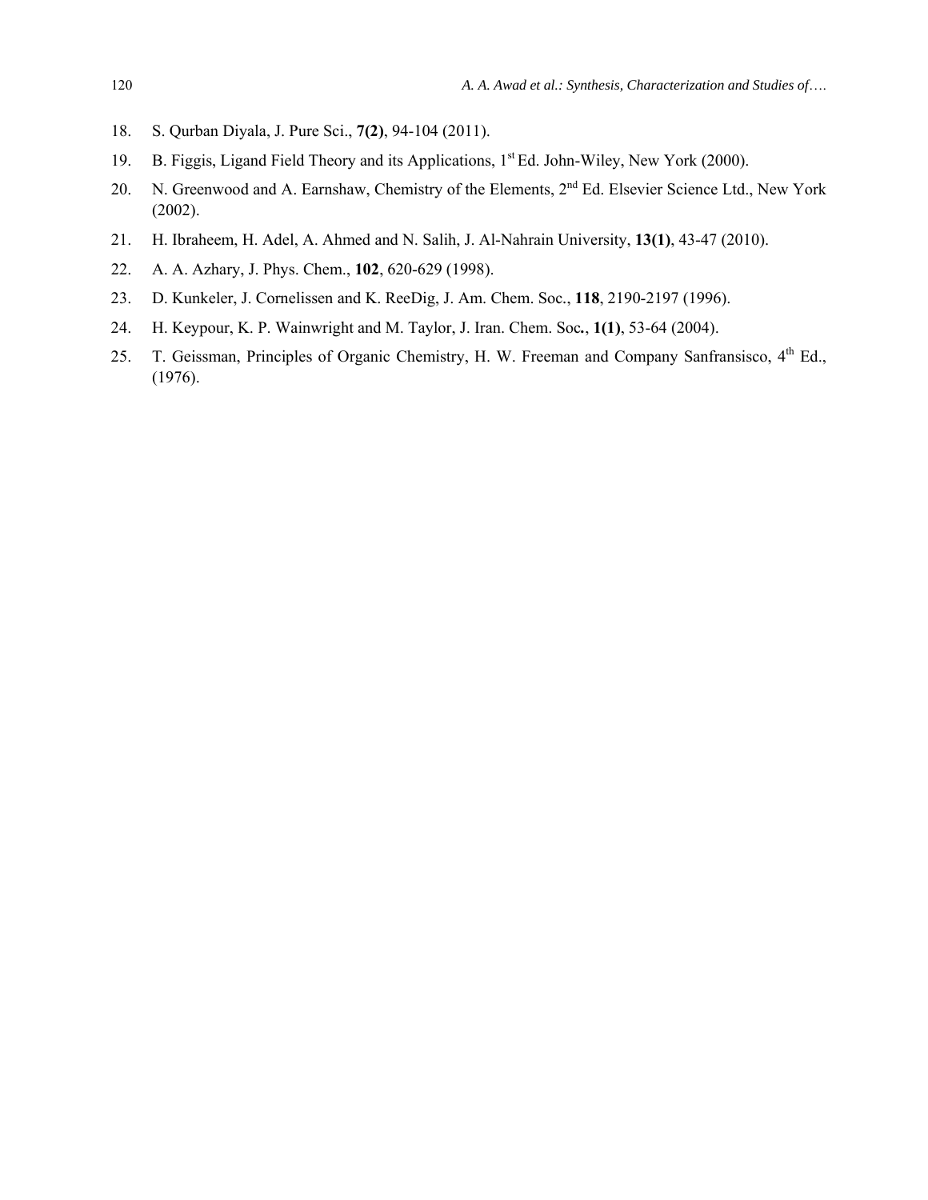18. S. Qurban Diyala, J. Pure Sci., **7(2)**, 94-104 (2011).
19. B. Figgis, Ligand Field Theory and its Applications, 1st Ed. John-Wiley, New York (2000).
20. N. Greenwood and A. Earnshaw, Chemistry of the Elements, 2nd Ed. Elsevier Science Ltd., New York (2002).
21. H. Ibraheem, H. Adel, A. Ahmed and N. Salih, J. Al-Nahrain University, **13(1)**, 43-47 (2010).
22. A. A. Azhary, J. Phys. Chem., **102**, 620-629 (1998).
23. D. Kunkeler, J. Cornelissen and K. ReeDig, J. Am. Chem. Soc., **118**, 2190-2197 (1996).
24. H. Keypour, K. P. Wainwright and M. Taylor, J. Iran. Chem. Soc**.**, **1(1)**, 53-64 (2004).
25. T. Geissman, Principles of Organic Chemistry, H. W. Freeman and Company Sanfransisco, 4th Ed., (1976).